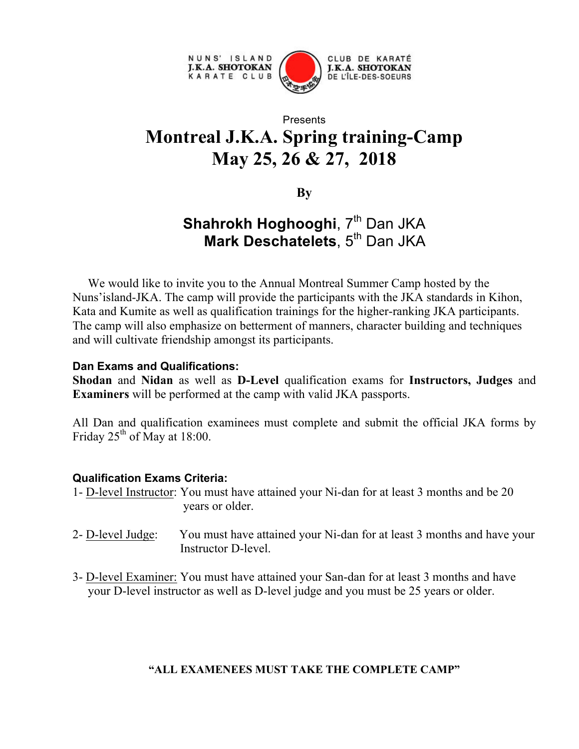NUNS' ISLAND
J.K.A. SHOTOKAN
KARATE CLUB

CLUB DE KARATÉ
J.K.A. SHOTOKAN
DE L'ÎLE-DES-SOEURS

Presents

# Montreal J.K.A. Spring training-Camp
# May 25, 26 & 27, 2018

**By**

**Shahrokh Hoghooghi**, 7th Dan JKA
**Mark Deschatelets**, 5th Dan JKA

We would like to invite you to the Annual Montreal Summer Camp hosted by the Nuns'island-JKA. The camp will provide the participants with the JKA standards in Kihon, Kata and Kumite as well as qualification trainings for the higher-ranking JKA participants. The camp will also emphasize on betterment of manners, character building and techniques and will cultivate friendship amongst its participants.

### Dan Exams and Qualifications:

**Shodan** and **Nidan** as well as **D-Level** qualification exams for **Instructors, Judges** and **Examiners** will be performed at the camp with valid JKA passports.

All Dan and qualification examinees must complete and submit the official JKA forms by Friday 25th of May at 18:00.

### Qualification Exams Criteria:

1- D-level Instructor: You must have attained your Ni-dan for at least 3 months and be 20 years or older.

2- D-level Judge: You must have attained your Ni-dan for at least 3 months and have your Instructor D-level.

3- D-level Examiner: You must have attained your San-dan for at least 3 months and have your D-level instructor as well as D-level judge and you must be 25 years or older.

**"ALL EXAMENEES MUST TAKE THE COMPLETE CAMP"**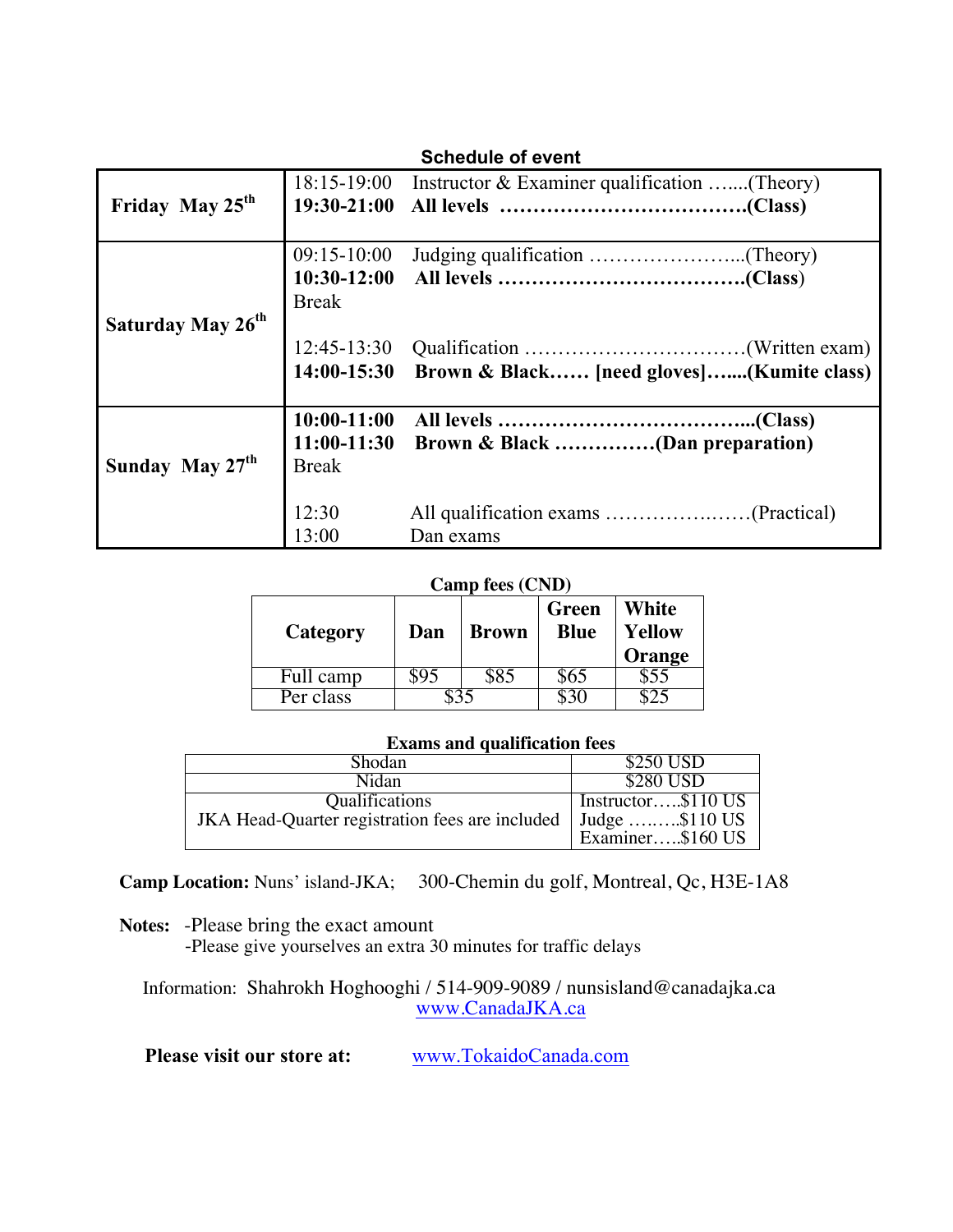## Schedule of event

| | | |
|---|---|---|
| **Friday May 25th** | 18:15-19:00 | Instructor & Examiner qualification …....(Theory) |
| | **19:30-21:00** | **All levels ……………………………….(Class)** |
| **Saturday May 26th** | 09:15-10:00 | Judging qualification …………………...(Theory) |
| | **10:30-12:00** | **All levels ……………………………….(Class)** |
| | Break | |
| | 12:45-13:30 | Qualification ……………………………(Written exam) |
| | **14:00-15:30** | **Brown & Black…… [need gloves]…....(Kumite class)** |
| **Sunday May 27th** | **10:00-11:00** | **All levels ………………………………...(Class)** |
| | **11:00-11:30** | **Brown & Black ……………(Dan preparation)** |
| | Break | |
| | 12:30 | All qualification exams ……………….……(Practical) |
| | 13:00 | Dan exams |

**Camp fees (CND)**

| Category | Dan | Brown | Green Blue | White Yellow Orange |
|---|---|---|---|---|
| Full camp | $95 | $85 | $65 | $55 |
| Per class | $35 | | $30 | $25 |

**Exams and qualification fees**

| | |
|---|---|
| Shodan | $250 USD |
| Nidan | $280 USD |
| Qualifications<br>JKA Head-Quarter registration fees are included | Instructor…..$110 US<br>Judge ….…..$110 US<br>Examiner…..$160 US |

**Camp Location:** Nuns' island-JKA; 300-Chemin du golf, Montreal, Qc, H3E-1A8

**Notes:** -Please bring the exact amount
-Please give yourselves an extra 30 minutes for traffic delays

Information: Shahrokh Hoghooghi / 514-909-9089 / nunsisland@canadajka.ca
www.CanadaJKA.ca

**Please visit our store at:** www.TokaidoCanada.com